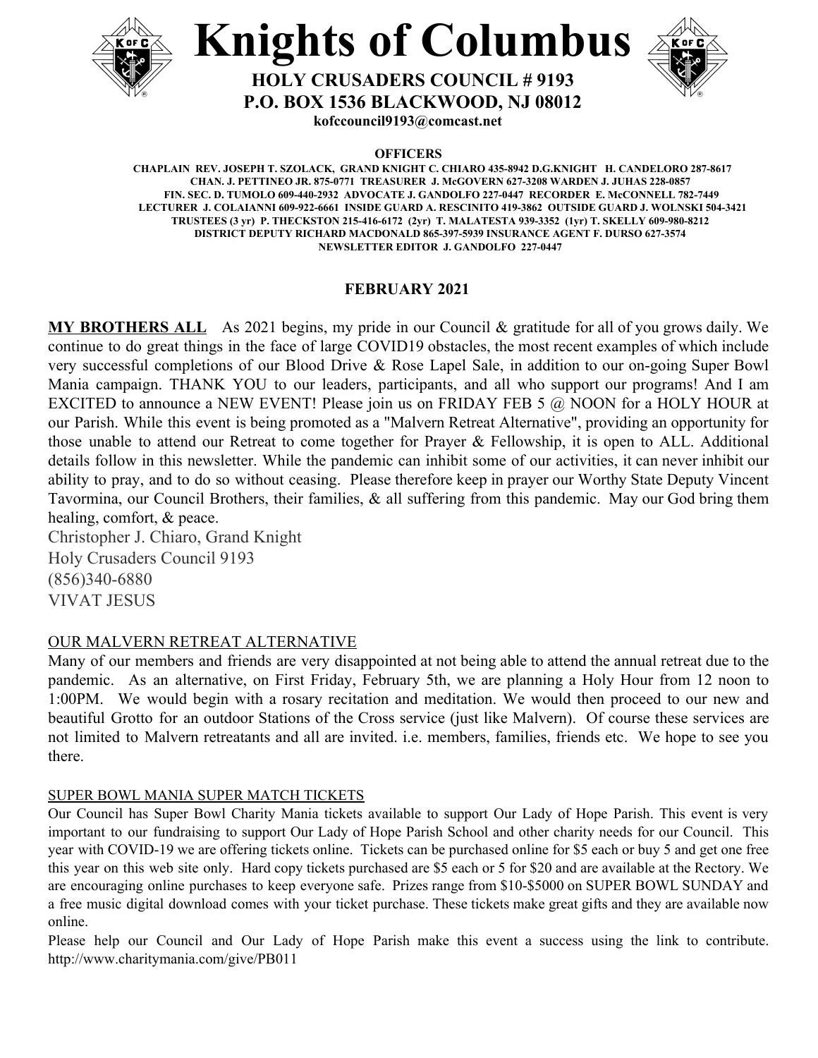# Knights of Columbus

## HOLY CRUSADERS COUNCIL # 9193
## P.O. BOX 1536 BLACKWOOD, NJ 08012

**kofccouncil9193@comcast.net**

**OFFICERS**

**CHAPLAIN REV. JOSEPH T. SZOLACK, GRAND KNIGHT C. CHIARO 435-8942 D.G.KNIGHT H. CANDELORO 287-8617**
**CHAN. J. PETTINEO JR. 875-0771 TREASURER J. McGOVERN 627-3208 WARDEN J. JUHAS 228-0857**
**FIN. SEC. D. TUMOLO 609-440-2932 ADVOCATE J. GANDOLFO 227-0447 RECORDER E. McCONNELL 782-7449**
**LECTURER J. COLAIANNI 609-922-6661 INSIDE GUARD A. RESCINITO 419-3862 OUTSIDE GUARD J. WOLNSKI 504-3421**
**TRUSTEES (3 yr) P. THECKSTON 215-416-6172 (2yr) T. MALATESTA 939-3352 (1yr) T. SKELLY 609-980-8212**
**DISTRICT DEPUTY RICHARD MACDONALD 865-397-5939 INSURANCE AGENT F. DURSO 627-3574**
**NEWSLETTER EDITOR J. GANDOLFO 227-0447**

**FEBRUARY 2021**

**MY BROTHERS ALL** As 2021 begins, my pride in our Council & gratitude for all of you grows daily. We continue to do great things in the face of large COVID19 obstacles, the most recent examples of which include very successful completions of our Blood Drive & Rose Lapel Sale, in addition to our on-going Super Bowl Mania campaign. THANK YOU to our leaders, participants, and all who support our programs! And I am EXCITED to announce a NEW EVENT! Please join us on FRIDAY FEB 5 @ NOON for a HOLY HOUR at our Parish. While this event is being promoted as a "Malvern Retreat Alternative", providing an opportunity for those unable to attend our Retreat to come together for Prayer & Fellowship, it is open to ALL. Additional details follow in this newsletter. While the pandemic can inhibit some of our activities, it can never inhibit our ability to pray, and to do so without ceasing. Please therefore keep in prayer our Worthy State Deputy Vincent Tavormina, our Council Brothers, their families, & all suffering from this pandemic. May our God bring them healing, comfort, & peace.

Christopher J. Chiaro, Grand Knight
Holy Crusaders Council 9193
(856)340-6880
VIVAT JESUS

### OUR MALVERN RETREAT ALTERNATIVE

Many of our members and friends are very disappointed at not being able to attend the annual retreat due to the pandemic. As an alternative, on First Friday, February 5th, we are planning a Holy Hour from 12 noon to 1:00PM. We would begin with a rosary recitation and meditation. We would then proceed to our new and beautiful Grotto for an outdoor Stations of the Cross service (just like Malvern). Of course these services are not limited to Malvern retreatants and all are invited. i.e. members, families, friends etc. We hope to see you there.

### SUPER BOWL MANIA SUPER MATCH TICKETS

Our Council has Super Bowl Charity Mania tickets available to support Our Lady of Hope Parish. This event is very important to our fundraising to support Our Lady of Hope Parish School and other charity needs for our Council. This year with COVID-19 we are offering tickets online. Tickets can be purchased online for $5 each or buy 5 and get one free this year on this web site only. Hard copy tickets purchased are $5 each or 5 for $20 and are available at the Rectory. We are encouraging online purchases to keep everyone safe. Prizes range from $10-$5000 on SUPER BOWL SUNDAY and a free music digital download comes with your ticket purchase. These tickets make great gifts and they are available now online.

Please help our Council and Our Lady of Hope Parish make this event a success using the link to contribute. http://www.charitymania.com/give/PB011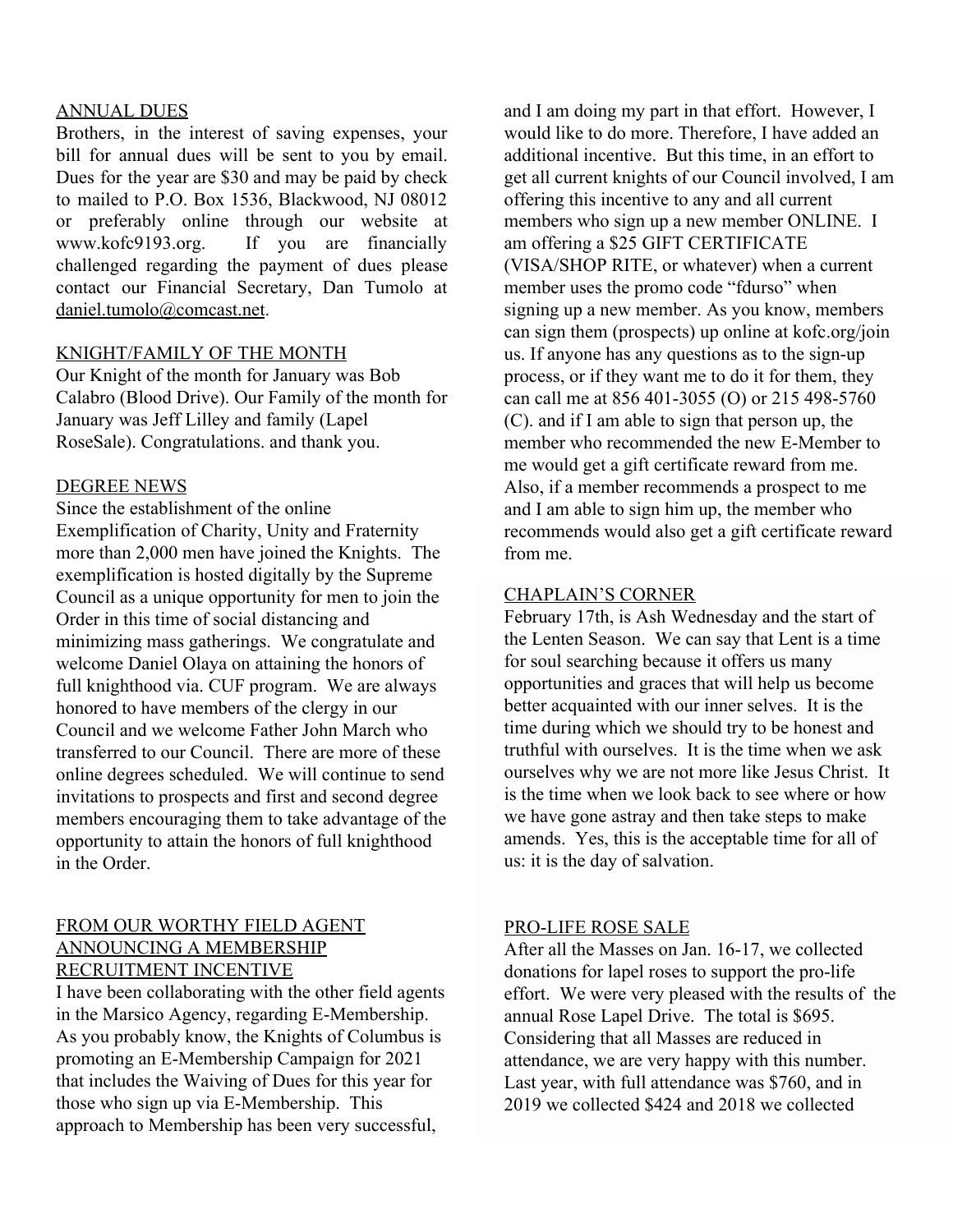ANNUAL DUES

Brothers, in the interest of saving expenses, your bill for annual dues will be sent to you by email. Dues for the year are $30 and may be paid by check to mailed to P.O. Box 1536, Blackwood, NJ 08012 or preferably online through our website at www.kofc9193.org. If you are financially challenged regarding the payment of dues please contact our Financial Secretary, Dan Tumolo at daniel.tumolo@comcast.net.

KNIGHT/FAMILY OF THE MONTH

Our Knight of the month for January was Bob Calabro (Blood Drive). Our Family of the month for January was Jeff Lilley and family (Lapel RoseSale). Congratulations. and thank you.

DEGREE NEWS

Since the establishment of the online Exemplification of Charity, Unity and Fraternity more than 2,000 men have joined the Knights. The exemplification is hosted digitally by the Supreme Council as a unique opportunity for men to join the Order in this time of social distancing and minimizing mass gatherings. We congratulate and welcome Daniel Olaya on attaining the honors of full knighthood via. CUF program. We are always honored to have members of the clergy in our Council and we welcome Father John March who transferred to our Council. There are more of these online degrees scheduled. We will continue to send invitations to prospects and first and second degree members encouraging them to take advantage of the opportunity to attain the honors of full knighthood in the Order.

FROM OUR WORTHY FIELD AGENT ANNOUNCING A MEMBERSHIP RECRUITMENT INCENTIVE

I have been collaborating with the other field agents in the Marsico Agency, regarding E-Membership. As you probably know, the Knights of Columbus is promoting an E-Membership Campaign for 2021 that includes the Waiving of Dues for this year for those who sign up via E-Membership. This approach to Membership has been very successful, and I am doing my part in that effort. However, I would like to do more. Therefore, I have added an additional incentive. But this time, in an effort to get all current knights of our Council involved, I am offering this incentive to any and all current members who sign up a new member ONLINE. I am offering a $25 GIFT CERTIFICATE (VISA/SHOP RITE, or whatever) when a current member uses the promo code "fdurso" when signing up a new member. As you know, members can sign them (prospects) up online at kofc.org/join us. If anyone has any questions as to the sign-up process, or if they want me to do it for them, they can call me at 856 401-3055 (O) or 215 498-5760 (C). and if I am able to sign that person up, the member who recommended the new E-Member to me would get a gift certificate reward from me. Also, if a member recommends a prospect to me and I am able to sign him up, the member who recommends would also get a gift certificate reward from me.

CHAPLAIN'S CORNER

February 17th, is Ash Wednesday and the start of the Lenten Season. We can say that Lent is a time for soul searching because it offers us many opportunities and graces that will help us become better acquainted with our inner selves. It is the time during which we should try to be honest and truthful with ourselves. It is the time when we ask ourselves why we are not more like Jesus Christ. It is the time when we look back to see where or how we have gone astray and then take steps to make amends. Yes, this is the acceptable time for all of us: it is the day of salvation.

PRO-LIFE ROSE SALE

After all the Masses on Jan. 16-17, we collected donations for lapel roses to support the pro-life effort. We were very pleased with the results of the annual Rose Lapel Drive. The total is $695. Considering that all Masses are reduced in attendance, we are very happy with this number. Last year, with full attendance was $760, and in 2019 we collected $424 and 2018 we collected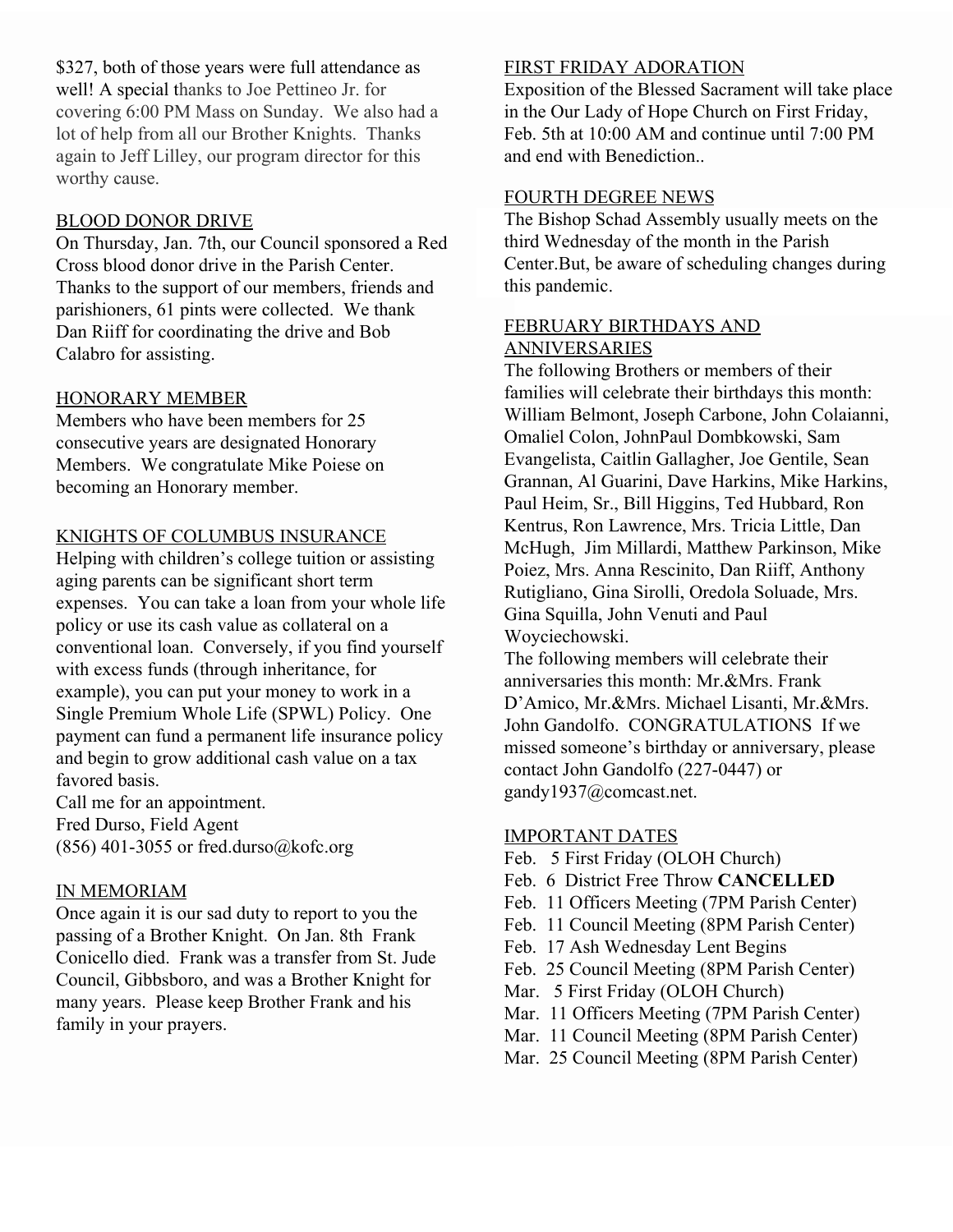$327, both of those years were full attendance as well! A special thanks to Joe Pettineo Jr. for covering 6:00 PM Mass on Sunday. We also had a lot of help from all our Brother Knights. Thanks again to Jeff Lilley, our program director for this worthy cause.

## BLOOD DONOR DRIVE

On Thursday, Jan. 7th, our Council sponsored a Red Cross blood donor drive in the Parish Center. Thanks to the support of our members, friends and parishioners, 61 pints were collected. We thank Dan Riiff for coordinating the drive and Bob Calabro for assisting.

## HONORARY MEMBER

Members who have been members for 25 consecutive years are designated Honorary Members. We congratulate Mike Poiese on becoming an Honorary member.

## KNIGHTS OF COLUMBUS INSURANCE

Helping with children's college tuition or assisting aging parents can be significant short term expenses. You can take a loan from your whole life policy or use its cash value as collateral on a conventional loan. Conversely, if you find yourself with excess funds (through inheritance, for example), you can put your money to work in a Single Premium Whole Life (SPWL) Policy. One payment can fund a permanent life insurance policy and begin to grow additional cash value on a tax favored basis.

Call me for an appointment.
Fred Durso, Field Agent
(856) 401-3055 or fred.durso@kofc.org

## IN MEMORIAM

Once again it is our sad duty to report to you the passing of a Brother Knight. On Jan. 8th Frank Conicello died. Frank was a transfer from St. Jude Council, Gibbsboro, and was a Brother Knight for many years. Please keep Brother Frank and his family in your prayers.

## FIRST FRIDAY ADORATION

Exposition of the Blessed Sacrament will take place in the Our Lady of Hope Church on First Friday, Feb. 5th at 10:00 AM and continue until 7:00 PM and end with Benediction..

## FOURTH DEGREE NEWS

The Bishop Schad Assembly usually meets on the third Wednesday of the month in the Parish Center.But, be aware of scheduling changes during this pandemic.

## FEBRUARY BIRTHDAYS AND ANNIVERSARIES

The following Brothers or members of their families will celebrate their birthdays this month: William Belmont, Joseph Carbone, John Colaianni, Omaliel Colon, JohnPaul Dombkowski, Sam Evangelista, Caitlin Gallagher, Joe Gentile, Sean Grannan, Al Guarini, Dave Harkins, Mike Harkins, Paul Heim, Sr., Bill Higgins, Ted Hubbard, Ron Kentrus, Ron Lawrence, Mrs. Tricia Little, Dan McHugh, Jim Millardi, Matthew Parkinson, Mike Poiez, Mrs. Anna Rescinito, Dan Riiff, Anthony Rutigliano, Gina Sirolli, Oredola Soluade, Mrs. Gina Squilla, John Venuti and Paul Woyciechowski.

The following members will celebrate their anniversaries this month: Mr.&Mrs. Frank D'Amico, Mr.&Mrs. Michael Lisanti, Mr.&Mrs. John Gandolfo. CONGRATULATIONS If we missed someone's birthday or anniversary, please contact John Gandolfo (227-0447) or gandy1937@comcast.net.

## IMPORTANT DATES

Feb. 5 First Friday (OLOH Church)
Feb. 6 District Free Throw **CANCELLED**
Feb. 11 Officers Meeting (7PM Parish Center)
Feb. 11 Council Meeting (8PM Parish Center)
Feb. 17 Ash Wednesday Lent Begins
Feb. 25 Council Meeting (8PM Parish Center)
Mar. 5 First Friday (OLOH Church)
Mar. 11 Officers Meeting (7PM Parish Center)
Mar. 11 Council Meeting (8PM Parish Center)
Mar. 25 Council Meeting (8PM Parish Center)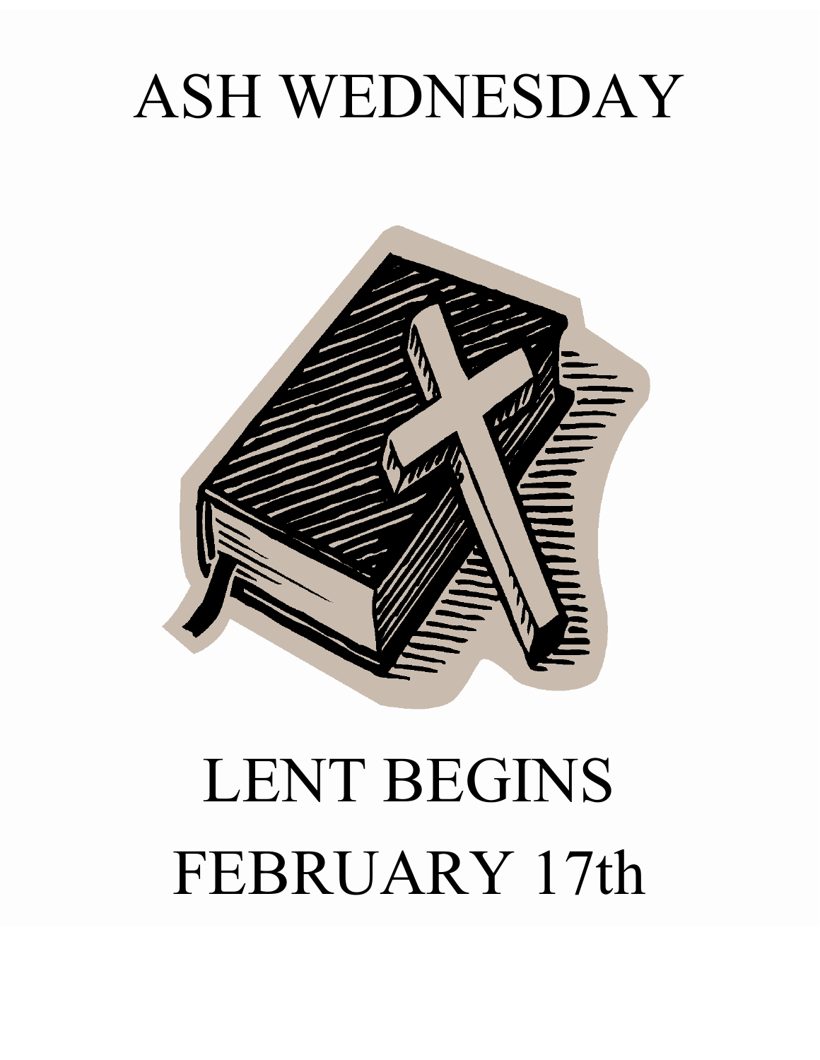# ASH WEDNESDAY

# LENT BEGINS FEBRUARY 17th